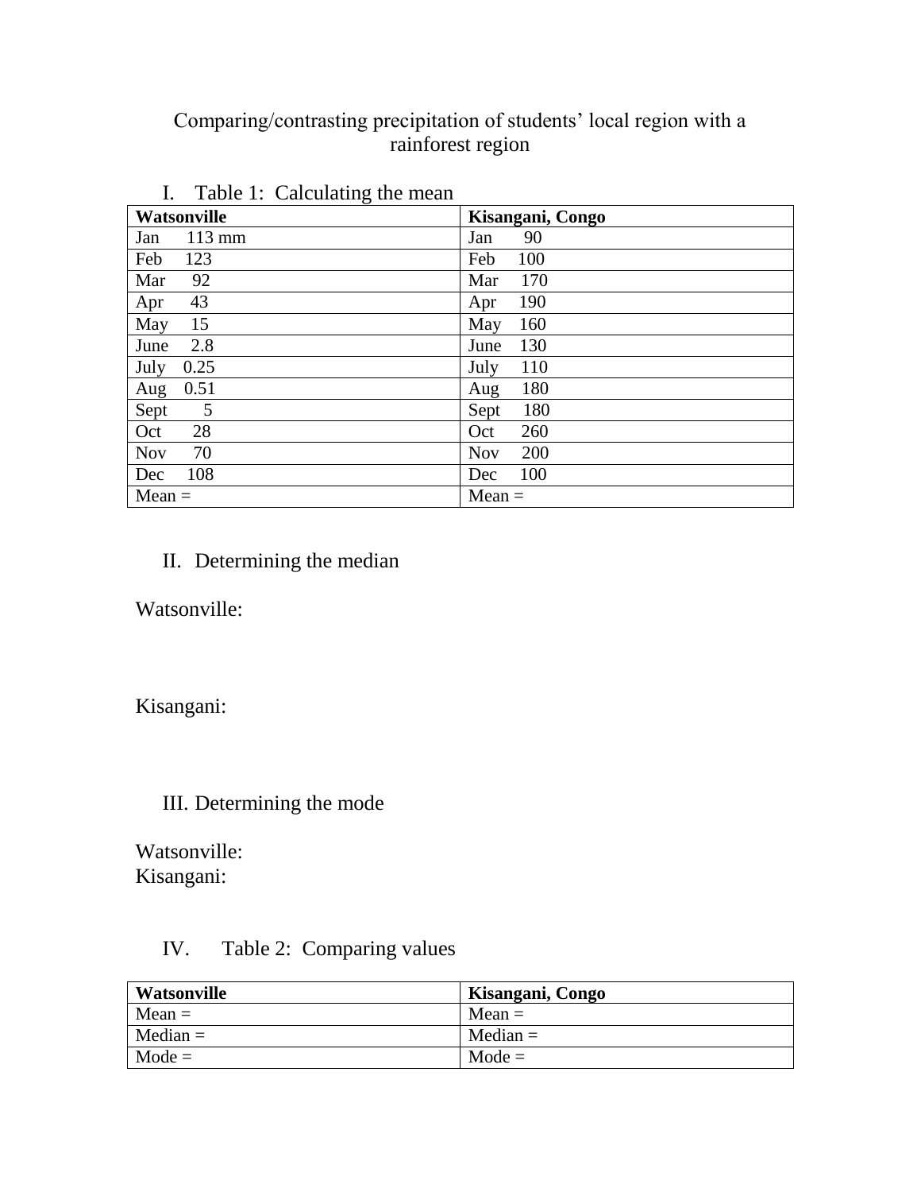# Comparing/contrasting precipitation of students' local region with a rainforest region

## I. Table 1: Calculating the mean

| Watsonville | Kisangani, Congo |
|---|---|
| Jan 113 mm | Jan 90 |
| Feb 123 | Feb 100 |
| Mar 92 | Mar 170 |
| Apr 43 | Apr 190 |
| May 15 | May 160 |
| June 2.8 | June 130 |
| July 0.25 | July 110 |
| Aug 0.51 | Aug 180 |
| Sept 5 | Sept 180 |
| Oct 28 | Oct 260 |
| Nov 70 | Nov 200 |
| Dec 108 | Dec 100 |
| Mean = | Mean = |

## II. Determining the median

Watsonville:

Kisangani:

## III. Determining the mode

Watsonville:
Kisangani:

## IV. Table 2: Comparing values

| Watsonville | Kisangani, Congo |
|---|---|
| Mean = | Mean = |
| Median = | Median = |
| Mode = | Mode = |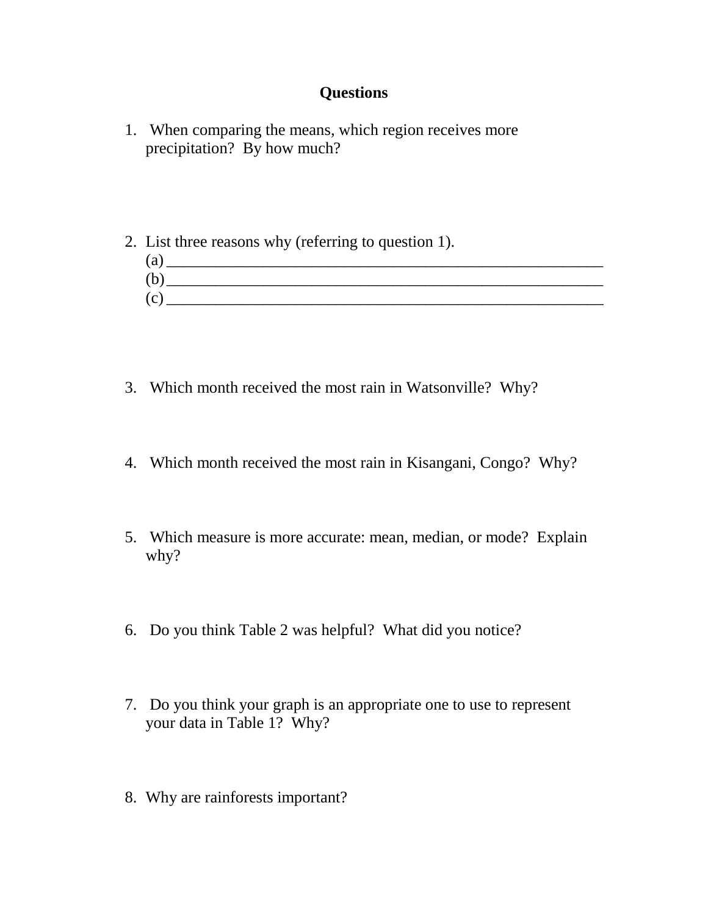## Questions

1. When comparing the means, which region receives more precipitation? By how much?

2. List three reasons why (referring to question 1).
   (a)\_\_\_\_\_\_\_\_\_\_\_\_\_\_\_\_\_\_\_\_\_\_\_\_\_\_\_\_\_\_\_\_\_\_\_\_\_\_\_\_\_\_\_\_\_\_\_\_\_\_\_\_\_\_
   (b)\_\_\_\_\_\_\_\_\_\_\_\_\_\_\_\_\_\_\_\_\_\_\_\_\_\_\_\_\_\_\_\_\_\_\_\_\_\_\_\_\_\_\_\_\_\_\_\_\_\_\_\_\_\_
   (c)\_\_\_\_\_\_\_\_\_\_\_\_\_\_\_\_\_\_\_\_\_\_\_\_\_\_\_\_\_\_\_\_\_\_\_\_\_\_\_\_\_\_\_\_\_\_\_\_\_\_\_\_\_\_

3. Which month received the most rain in Watsonville? Why?

4. Which month received the most rain in Kisangani, Congo? Why?

5. Which measure is more accurate: mean, median, or mode? Explain why?

6. Do you think Table 2 was helpful? What did you notice?

7. Do you think your graph is an appropriate one to use to represent your data in Table 1? Why?

8. Why are rainforests important?